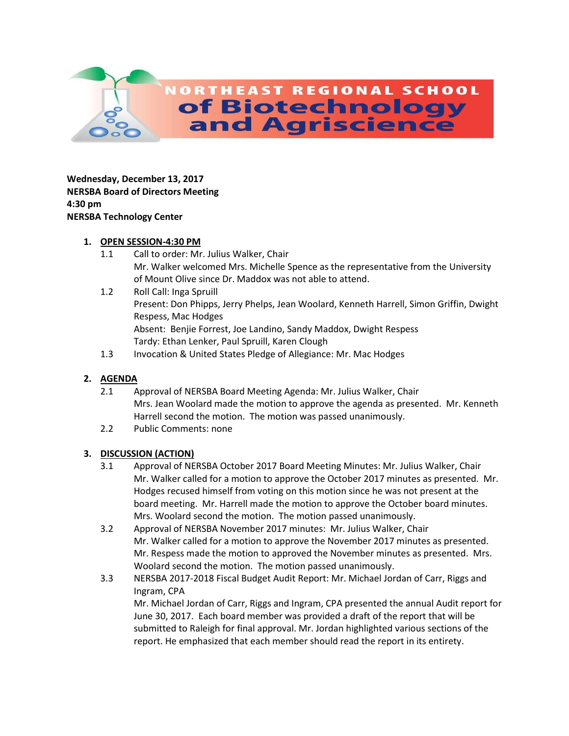# NORTHEAST REGIONAL SCHOOL of Biotechnology and Agriscience

**Wednesday, December 13, 2017**
**NERSBA Board of Directors Meeting**
**4:30 pm**
**NERSBA Technology Center**

1. **OPEN SESSION-4:30 PM**
   - 1.1 Call to order: Mr. Julius Walker, Chair
     Mr. Walker welcomed Mrs. Michelle Spence as the representative from the University of Mount Olive since Dr. Maddox was not able to attend.
   - 1.2 Roll Call: Inga Spruill
     Present: Don Phipps, Jerry Phelps, Jean Woolard, Kenneth Harrell, Simon Griffin, Dwight Respess, Mac Hodges
     Absent: Benjie Forrest, Joe Landino, Sandy Maddox, Dwight Respess
     Tardy: Ethan Lenker, Paul Spruill, Karen Clough
   - 1.3 Invocation & United States Pledge of Allegiance: Mr. Mac Hodges

2. **AGENDA**
   - 2.1 Approval of NERSBA Board Meeting Agenda: Mr. Julius Walker, Chair
     Mrs. Jean Woolard made the motion to approve the agenda as presented. Mr. Kenneth Harrell second the motion. The motion was passed unanimously.
   - 2.2 Public Comments: none

3. **DISCUSSION (ACTION)**
   - 3.1 Approval of NERSBA October 2017 Board Meeting Minutes: Mr. Julius Walker, Chair
     Mr. Walker called for a motion to approve the October 2017 minutes as presented. Mr. Hodges recused himself from voting on this motion since he was not present at the board meeting. Mr. Harrell made the motion to approve the October board minutes. Mrs. Woolard second the motion. The motion passed unanimously.
   - 3.2 Approval of NERSBA November 2017 minutes: Mr. Julius Walker, Chair
     Mr. Walker called for a motion to approve the November 2017 minutes as presented. Mr. Respess made the motion to approved the November minutes as presented. Mrs. Woolard second the motion. The motion passed unanimously.
   - 3.3 NERSBA 2017-2018 Fiscal Budget Audit Report: Mr. Michael Jordan of Carr, Riggs and Ingram, CPA
     Mr. Michael Jordan of Carr, Riggs and Ingram, CPA presented the annual Audit report for June 30, 2017. Each board member was provided a draft of the report that will be submitted to Raleigh for final approval. Mr. Jordan highlighted various sections of the report. He emphasized that each member should read the report in its entirety.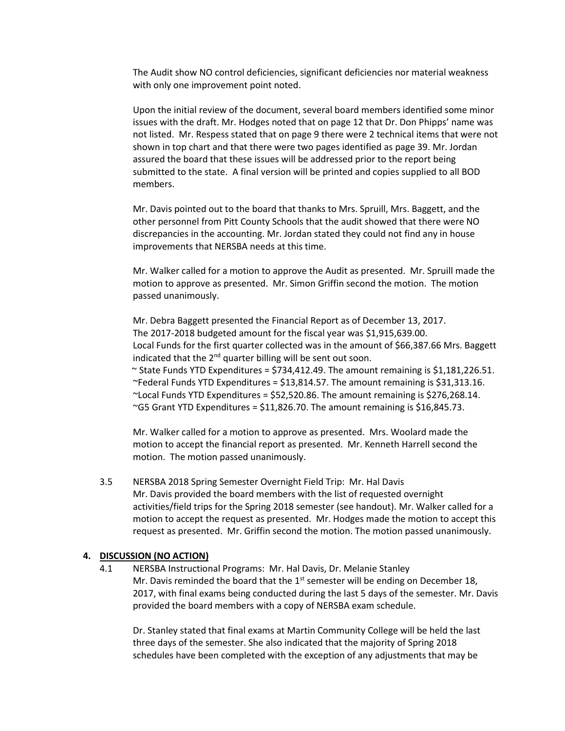The Audit show NO control deficiencies, significant deficiencies nor material weakness with only one improvement point noted.

Upon the initial review of the document, several board members identified some minor issues with the draft. Mr. Hodges noted that on page 12 that Dr. Don Phipps' name was not listed. Mr. Respess stated that on page 9 there were 2 technical items that were not shown in top chart and that there were two pages identified as page 39. Mr. Jordan assured the board that these issues will be addressed prior to the report being submitted to the state. A final version will be printed and copies supplied to all BOD members.

Mr. Davis pointed out to the board that thanks to Mrs. Spruill, Mrs. Baggett, and the other personnel from Pitt County Schools that the audit showed that there were NO discrepancies in the accounting. Mr. Jordan stated they could not find any in house improvements that NERSBA needs at this time.

Mr. Walker called for a motion to approve the Audit as presented. Mr. Spruill made the motion to approve as presented. Mr. Simon Griffin second the motion. The motion passed unanimously.

Mr. Debra Baggett presented the Financial Report as of December 13, 2017.
The 2017-2018 budgeted amount for the fiscal year was $1,915,639.00.
Local Funds for the first quarter collected was in the amount of $66,387.66 Mrs. Baggett indicated that the 2nd quarter billing will be sent out soon.
~ State Funds YTD Expenditures = $734,412.49. The amount remaining is $1,181,226.51.
~Federal Funds YTD Expenditures = $13,814.57. The amount remaining is $31,313.16.
~Local Funds YTD Expenditures = $52,520.86. The amount remaining is $276,268.14.
~G5 Grant YTD Expenditures = $11,826.70. The amount remaining is $16,845.73.

Mr. Walker called for a motion to approve as presented. Mrs. Woolard made the motion to accept the financial report as presented. Mr. Kenneth Harrell second the motion. The motion passed unanimously.

3.5 NERSBA 2018 Spring Semester Overnight Field Trip: Mr. Hal Davis
Mr. Davis provided the board members with the list of requested overnight activities/field trips for the Spring 2018 semester (see handout). Mr. Walker called for a motion to accept the request as presented. Mr. Hodges made the motion to accept this request as presented. Mr. Griffin second the motion. The motion passed unanimously.

## 4. DISCUSSION (NO ACTION)

4.1 NERSBA Instructional Programs: Mr. Hal Davis, Dr. Melanie Stanley
Mr. Davis reminded the board that the 1st semester will be ending on December 18, 2017, with final exams being conducted during the last 5 days of the semester. Mr. Davis provided the board members with a copy of NERSBA exam schedule.

Dr. Stanley stated that final exams at Martin Community College will be held the last three days of the semester. She also indicated that the majority of Spring 2018 schedules have been completed with the exception of any adjustments that may be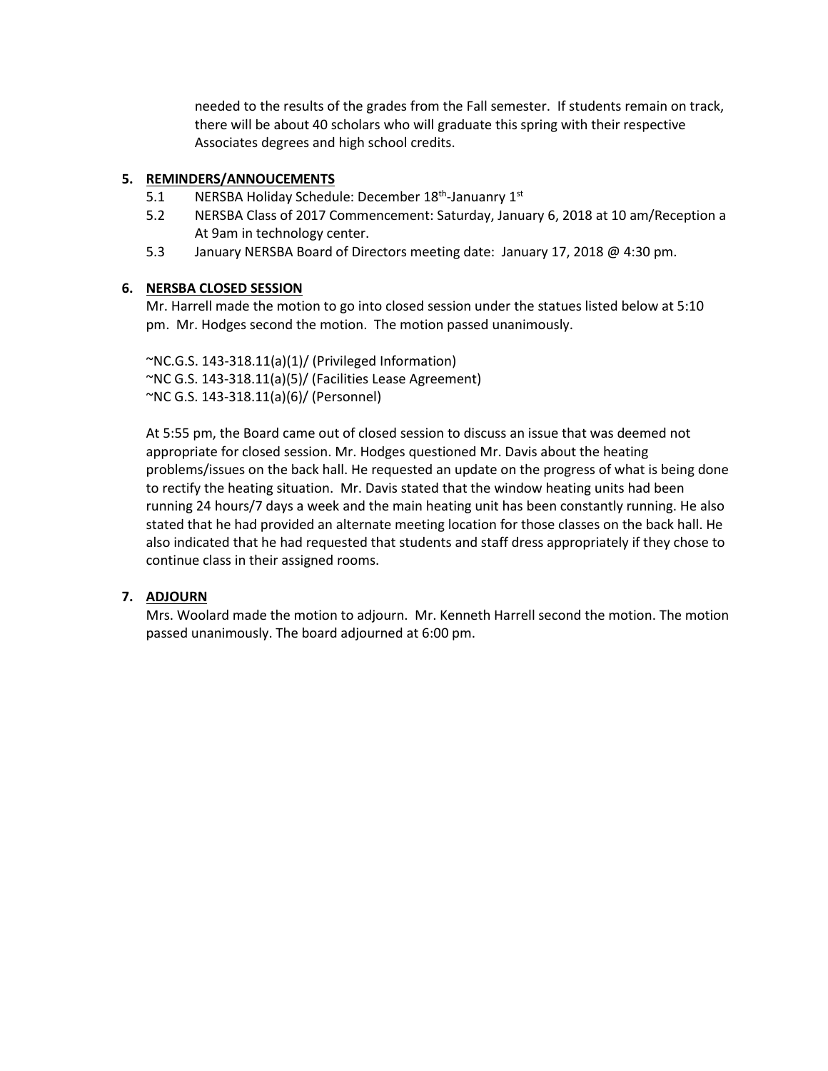needed to the results of the grades from the Fall semester. If students remain on track, there will be about 40 scholars who will graduate this spring with their respective Associates degrees and high school credits.

**5. REMINDERS/ANNOUCEMENTS**

5.1 NERSBA Holiday Schedule: December 18th-Januanry 1st

5.2 NERSBA Class of 2017 Commencement: Saturday, January 6, 2018 at 10 am/Reception a At 9am in technology center.

5.3 January NERSBA Board of Directors meeting date: January 17, 2018 @ 4:30 pm.

**6. NERSBA CLOSED SESSION**

Mr. Harrell made the motion to go into closed session under the statues listed below at 5:10 pm. Mr. Hodges second the motion. The motion passed unanimously.

~NC.G.S. 143-318.11(a)(1)/ (Privileged Information)
~NC G.S. 143-318.11(a)(5)/ (Facilities Lease Agreement)
~NC G.S. 143-318.11(a)(6)/ (Personnel)

At 5:55 pm, the Board came out of closed session to discuss an issue that was deemed not appropriate for closed session. Mr. Hodges questioned Mr. Davis about the heating problems/issues on the back hall. He requested an update on the progress of what is being done to rectify the heating situation. Mr. Davis stated that the window heating units had been running 24 hours/7 days a week and the main heating unit has been constantly running. He also stated that he had provided an alternate meeting location for those classes on the back hall. He also indicated that he had requested that students and staff dress appropriately if they chose to continue class in their assigned rooms.

**7. ADJOURN**

Mrs. Woolard made the motion to adjourn. Mr. Kenneth Harrell second the motion. The motion passed unanimously. The board adjourned at 6:00 pm.